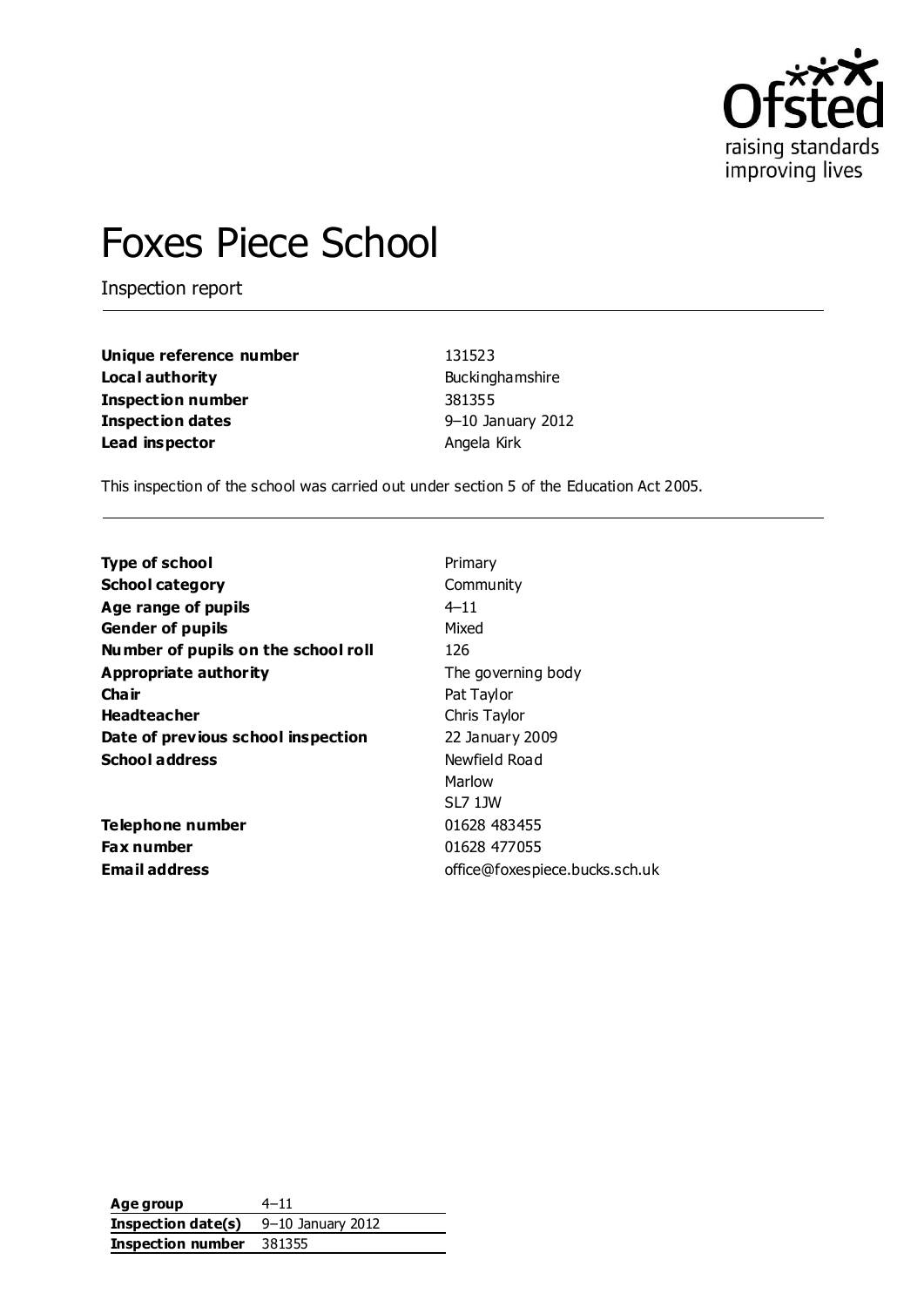# Foxes Piece School

Inspection report

| | |
|---|---|
| **Unique reference number** | 131523 |
| **Local authority** | Buckinghamshire |
| **Inspection number** | 381355 |
| **Inspection dates** | 9–10 January 2012 |
| **Lead inspector** | Angela Kirk |

This inspection of the school was carried out under section 5 of the Education Act 2005.

| | |
|---|---|
| **Type of school** | Primary |
| **School category** | Community |
| **Age range of pupils** | 4–11 |
| **Gender of pupils** | Mixed |
| **Number of pupils on the school roll** | 126 |
| **Appropriate authority** | The governing body |
| **Chair** | Pat Taylor |
| **Headteacher** | Chris Taylor |
| **Date of previous school inspection** | 22 January 2009 |
| **School address** | Newfield Road<br>Marlow<br>SL7 1JW |
| **Telephone number** | 01628 483455 |
| **Fax number** | 01628 477055 |
| **Email address** | office@foxespiece.bucks.sch.uk |

| | |
|---|---|
| **Age group** | 4–11 |
| **Inspection date(s)** | 9–10 January 2012 |
| **Inspection number** | 381355 |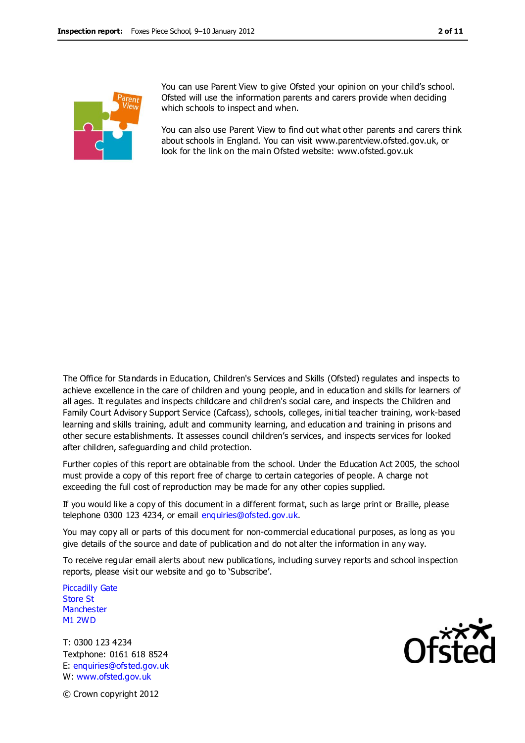You can use Parent View to give Ofsted your opinion on your child's school. Ofsted will use the information parents and carers provide when deciding which schools to inspect and when.

You can also use Parent View to find out what other parents and carers think about schools in England. You can visit www.parentview.ofsted.gov.uk, or look for the link on the main Ofsted website: www.ofsted.gov.uk

The Office for Standards in Education, Children's Services and Skills (Ofsted) regulates and inspects to achieve excellence in the care of children and young people, and in education and skills for learners of all ages. It regulates and inspects childcare and children's social care, and inspects the Children and Family Court Advisory Support Service (Cafcass), schools, colleges, initial teacher training, work-based learning and skills training, adult and community learning, and education and training in prisons and other secure establishments. It assesses council children's services, and inspects services for looked after children, safeguarding and child protection.

Further copies of this report are obtainable from the school. Under the Education Act 2005, the school must provide a copy of this report free of charge to certain categories of people. A charge not exceeding the full cost of reproduction may be made for any other copies supplied.

If you would like a copy of this document in a different format, such as large print or Braille, please telephone 0300 123 4234, or email enquiries@ofsted.gov.uk.

You may copy all or parts of this document for non-commercial educational purposes, as long as you give details of the source and date of publication and do not alter the information in any way.

To receive regular email alerts about new publications, including survey reports and school inspection reports, please visit our website and go to 'Subscribe'.

Piccadilly Gate
Store St
Manchester
M1 2WD

T: 0300 123 4234
Textphone: 0161 618 8524
E: enquiries@ofsted.gov.uk
W: www.ofsted.gov.uk

© Crown copyright 2012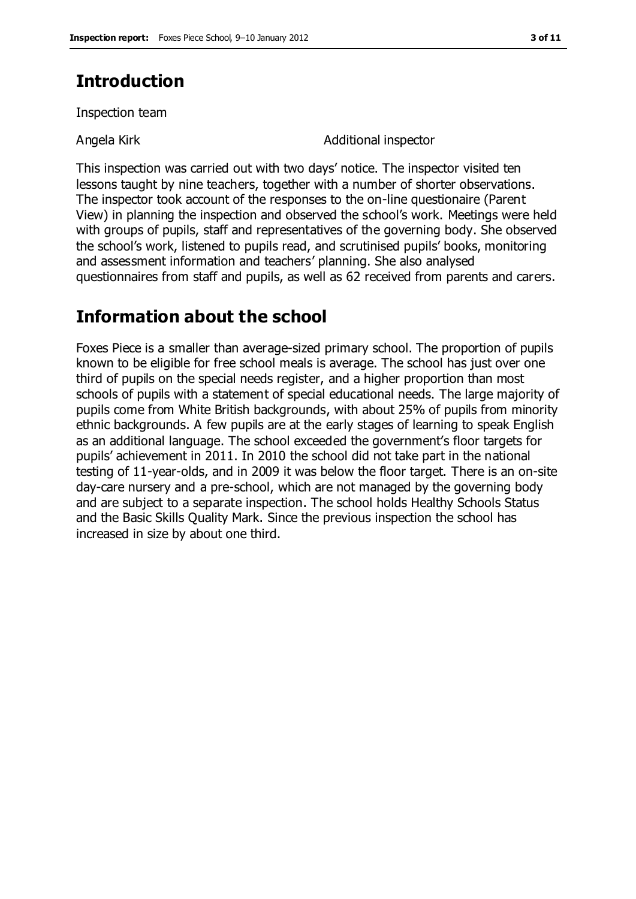# Introduction

Inspection team

| | |
|---|---|
| Angela Kirk | Additional inspector |

This inspection was carried out with two days' notice. The inspector visited ten lessons taught by nine teachers, together with a number of shorter observations. The inspector took account of the responses to the on-line questionaire (Parent View) in planning the inspection and observed the school's work. Meetings were held with groups of pupils, staff and representatives of the governing body. She observed the school's work, listened to pupils read, and scrutinised pupils' books, monitoring and assessment information and teachers' planning. She also analysed questionnaires from staff and pupils, as well as 62 received from parents and carers.

# Information about the school

Foxes Piece is a smaller than average-sized primary school. The proportion of pupils known to be eligible for free school meals is average. The school has just over one third of pupils on the special needs register, and a higher proportion than most schools of pupils with a statement of special educational needs. The large majority of pupils come from White British backgrounds, with about 25% of pupils from minority ethnic backgrounds. A few pupils are at the early stages of learning to speak English as an additional language. The school exceeded the government's floor targets for pupils' achievement in 2011. In 2010 the school did not take part in the national testing of 11-year-olds, and in 2009 it was below the floor target. There is an on-site day-care nursery and a pre-school, which are not managed by the governing body and are subject to a separate inspection. The school holds Healthy Schools Status and the Basic Skills Quality Mark. Since the previous inspection the school has increased in size by about one third.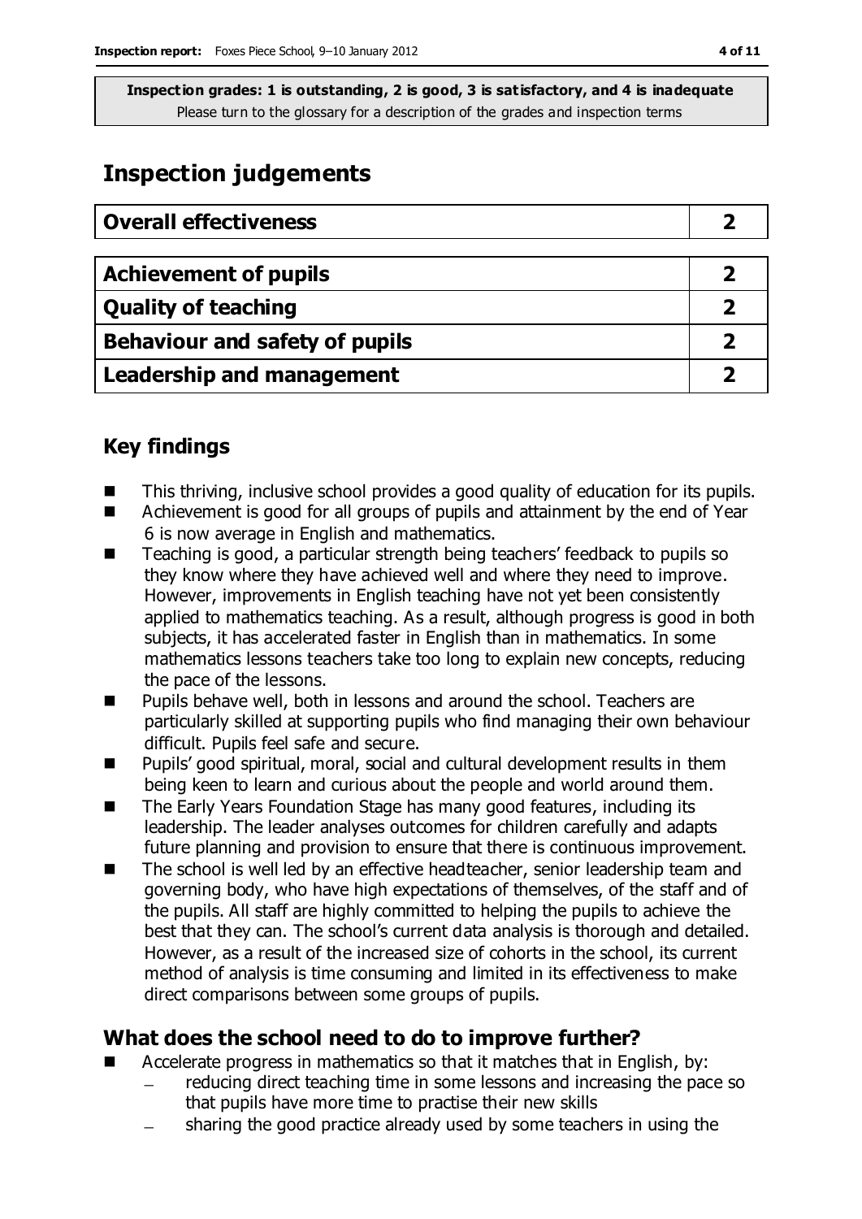**Inspection grades: 1 is outstanding, 2 is good, 3 is satisfactory, and 4 is inadequate**
Please turn to the glossary for a description of the grades and inspection terms

# Inspection judgements

| Overall effectiveness | 2 |
|---|---|

| Achievement of pupils | 2 |
|---|---|
| Quality of teaching | 2 |
| Behaviour and safety of pupils | 2 |
| Leadership and management | 2 |

## Key findings

- This thriving, inclusive school provides a good quality of education for its pupils.
- Achievement is good for all groups of pupils and attainment by the end of Year 6 is now average in English and mathematics.
- Teaching is good, a particular strength being teachers' feedback to pupils so they know where they have achieved well and where they need to improve. However, improvements in English teaching have not yet been consistently applied to mathematics teaching. As a result, although progress is good in both subjects, it has accelerated faster in English than in mathematics. In some mathematics lessons teachers take too long to explain new concepts, reducing the pace of the lessons.
- Pupils behave well, both in lessons and around the school. Teachers are particularly skilled at supporting pupils who find managing their own behaviour difficult. Pupils feel safe and secure.
- Pupils' good spiritual, moral, social and cultural development results in them being keen to learn and curious about the people and world around them.
- The Early Years Foundation Stage has many good features, including its leadership. The leader analyses outcomes for children carefully and adapts future planning and provision to ensure that there is continuous improvement.
- The school is well led by an effective headteacher, senior leadership team and governing body, who have high expectations of themselves, of the staff and of the pupils. All staff are highly committed to helping the pupils to achieve the best that they can. The school's current data analysis is thorough and detailed. However, as a result of the increased size of cohorts in the school, its current method of analysis is time consuming and limited in its effectiveness to make direct comparisons between some groups of pupils.

## What does the school need to do to improve further?

- Accelerate progress in mathematics so that it matches that in English, by:
  - reducing direct teaching time in some lessons and increasing the pace so that pupils have more time to practise their new skills
  - sharing the good practice already used by some teachers in using the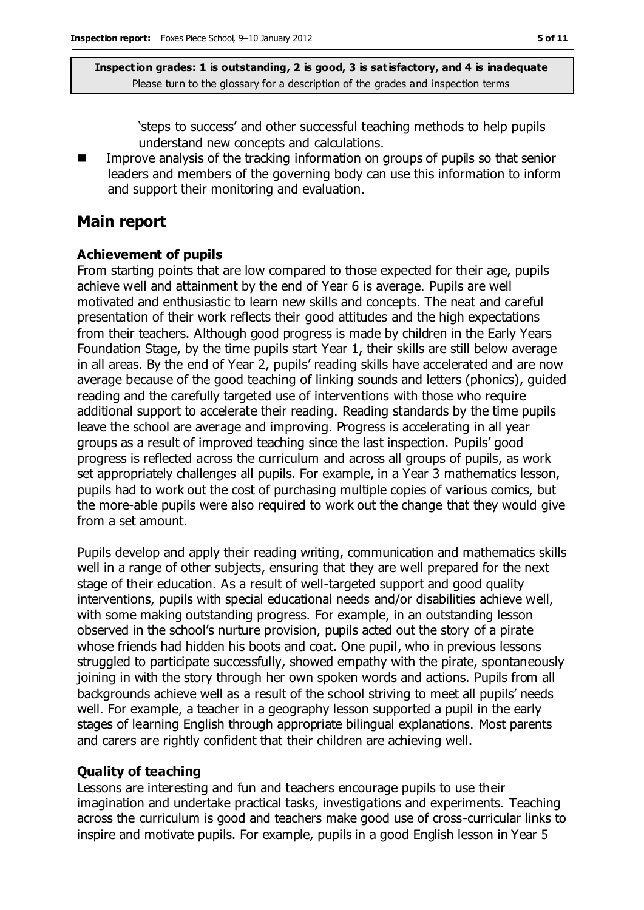'steps to success' and other successful teaching methods to help pupils understand new concepts and calculations.

- Improve analysis of the tracking information on groups of pupils so that senior leaders and members of the governing body can use this information to inform and support their monitoring and evaluation.

## Main report

### Achievement of pupils

From starting points that are low compared to those expected for their age, pupils achieve well and attainment by the end of Year 6 is average. Pupils are well motivated and enthusiastic to learn new skills and concepts. The neat and careful presentation of their work reflects their good attitudes and the high expectations from their teachers. Although good progress is made by children in the Early Years Foundation Stage, by the time pupils start Year 1, their skills are still below average in all areas. By the end of Year 2, pupils' reading skills have accelerated and are now average because of the good teaching of linking sounds and letters (phonics), guided reading and the carefully targeted use of interventions with those who require additional support to accelerate their reading. Reading standards by the time pupils leave the school are average and improving. Progress is accelerating in all year groups as a result of improved teaching since the last inspection. Pupils' good progress is reflected across the curriculum and across all groups of pupils, as work set appropriately challenges all pupils. For example, in a Year 3 mathematics lesson, pupils had to work out the cost of purchasing multiple copies of various comics, but the more-able pupils were also required to work out the change that they would give from a set amount.

Pupils develop and apply their reading writing, communication and mathematics skills well in a range of other subjects, ensuring that they are well prepared for the next stage of their education. As a result of well-targeted support and good quality interventions, pupils with special educational needs and/or disabilities achieve well, with some making outstanding progress. For example, in an outstanding lesson observed in the school's nurture provision, pupils acted out the story of a pirate whose friends had hidden his boots and coat. One pupil, who in previous lessons struggled to participate successfully, showed empathy with the pirate, spontaneously joining in with the story through her own spoken words and actions. Pupils from all backgrounds achieve well as a result of the school striving to meet all pupils' needs well. For example, a teacher in a geography lesson supported a pupil in the early stages of learning English through appropriate bilingual explanations. Most parents and carers are rightly confident that their children are achieving well.

### Quality of teaching

Lessons are interesting and fun and teachers encourage pupils to use their imagination and undertake practical tasks, investigations and experiments. Teaching across the curriculum is good and teachers make good use of cross-curricular links to inspire and motivate pupils. For example, pupils in a good English lesson in Year 5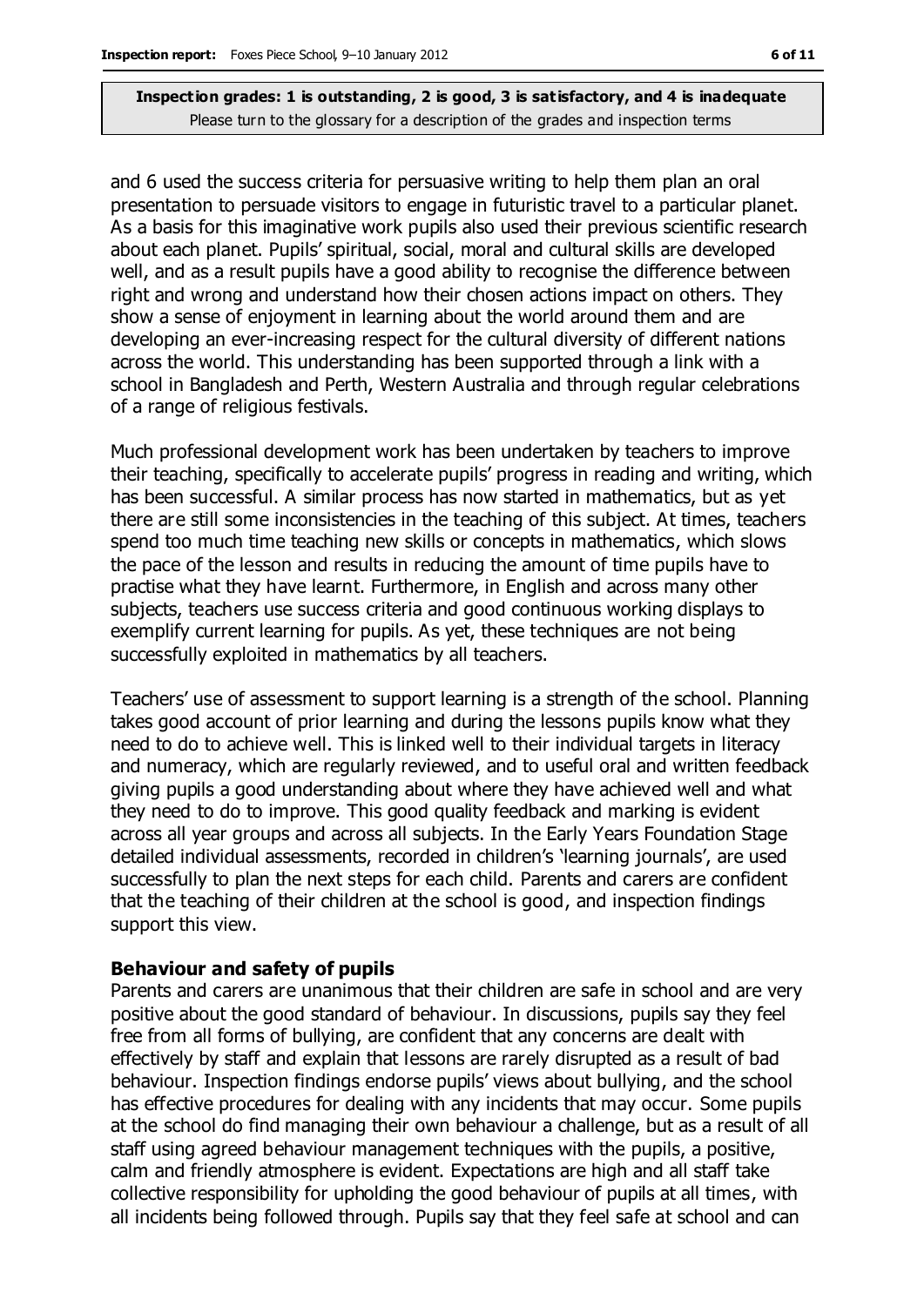and 6 used the success criteria for persuasive writing to help them plan an oral presentation to persuade visitors to engage in futuristic travel to a particular planet. As a basis for this imaginative work pupils also used their previous scientific research about each planet. Pupils' spiritual, social, moral and cultural skills are developed well, and as a result pupils have a good ability to recognise the difference between right and wrong and understand how their chosen actions impact on others. They show a sense of enjoyment in learning about the world around them and are developing an ever-increasing respect for the cultural diversity of different nations across the world. This understanding has been supported through a link with a school in Bangladesh and Perth, Western Australia and through regular celebrations of a range of religious festivals.

Much professional development work has been undertaken by teachers to improve their teaching, specifically to accelerate pupils' progress in reading and writing, which has been successful. A similar process has now started in mathematics, but as yet there are still some inconsistencies in the teaching of this subject. At times, teachers spend too much time teaching new skills or concepts in mathematics, which slows the pace of the lesson and results in reducing the amount of time pupils have to practise what they have learnt. Furthermore, in English and across many other subjects, teachers use success criteria and good continuous working displays to exemplify current learning for pupils. As yet, these techniques are not being successfully exploited in mathematics by all teachers.

Teachers' use of assessment to support learning is a strength of the school. Planning takes good account of prior learning and during the lessons pupils know what they need to do to achieve well. This is linked well to their individual targets in literacy and numeracy, which are regularly reviewed, and to useful oral and written feedback giving pupils a good understanding about where they have achieved well and what they need to do to improve. This good quality feedback and marking is evident across all year groups and across all subjects. In the Early Years Foundation Stage detailed individual assessments, recorded in children's 'learning journals', are used successfully to plan the next steps for each child. Parents and carers are confident that the teaching of their children at the school is good, and inspection findings support this view.

**Behaviour and safety of pupils**

Parents and carers are unanimous that their children are safe in school and are very positive about the good standard of behaviour. In discussions, pupils say they feel free from all forms of bullying, are confident that any concerns are dealt with effectively by staff and explain that lessons are rarely disrupted as a result of bad behaviour. Inspection findings endorse pupils' views about bullying, and the school has effective procedures for dealing with any incidents that may occur. Some pupils at the school do find managing their own behaviour a challenge, but as a result of all staff using agreed behaviour management techniques with the pupils, a positive, calm and friendly atmosphere is evident. Expectations are high and all staff take collective responsibility for upholding the good behaviour of pupils at all times, with all incidents being followed through. Pupils say that they feel safe at school and can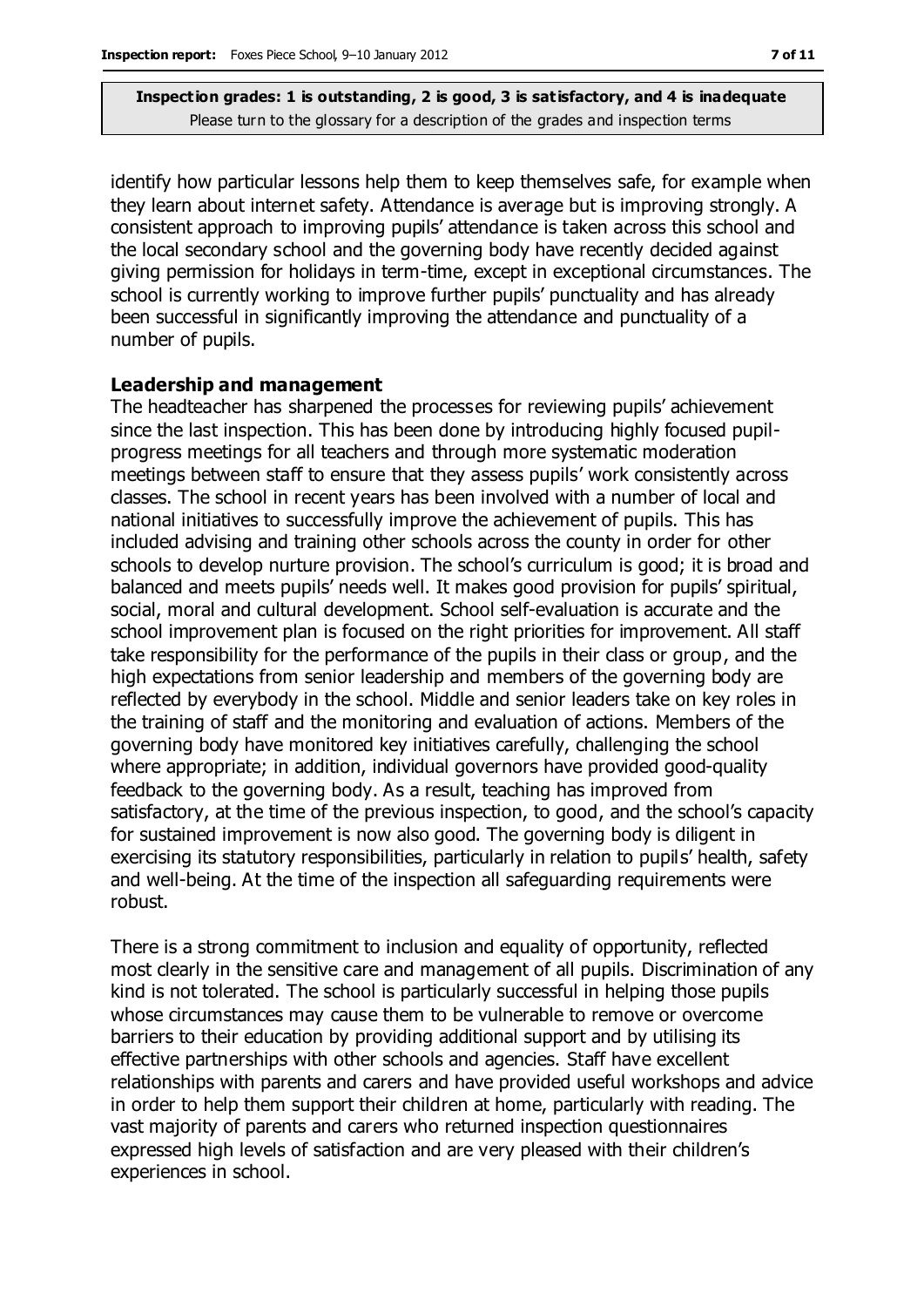identify how particular lessons help them to keep themselves safe, for example when they learn about internet safety. Attendance is average but is improving strongly. A consistent approach to improving pupils' attendance is taken across this school and the local secondary school and the governing body have recently decided against giving permission for holidays in term-time, except in exceptional circumstances. The school is currently working to improve further pupils' punctuality and has already been successful in significantly improving the attendance and punctuality of a number of pupils.

## Leadership and management

The headteacher has sharpened the processes for reviewing pupils' achievement since the last inspection. This has been done by introducing highly focused pupil-progress meetings for all teachers and through more systematic moderation meetings between staff to ensure that they assess pupils' work consistently across classes. The school in recent years has been involved with a number of local and national initiatives to successfully improve the achievement of pupils. This has included advising and training other schools across the county in order for other schools to develop nurture provision. The school's curriculum is good; it is broad and balanced and meets pupils' needs well. It makes good provision for pupils' spiritual, social, moral and cultural development. School self-evaluation is accurate and the school improvement plan is focused on the right priorities for improvement. All staff take responsibility for the performance of the pupils in their class or group, and the high expectations from senior leadership and members of the governing body are reflected by everybody in the school. Middle and senior leaders take on key roles in the training of staff and the monitoring and evaluation of actions. Members of the governing body have monitored key initiatives carefully, challenging the school where appropriate; in addition, individual governors have provided good-quality feedback to the governing body. As a result, teaching has improved from satisfactory, at the time of the previous inspection, to good, and the school's capacity for sustained improvement is now also good. The governing body is diligent in exercising its statutory responsibilities, particularly in relation to pupils' health, safety and well-being. At the time of the inspection all safeguarding requirements were robust.

There is a strong commitment to inclusion and equality of opportunity, reflected most clearly in the sensitive care and management of all pupils. Discrimination of any kind is not tolerated. The school is particularly successful in helping those pupils whose circumstances may cause them to be vulnerable to remove or overcome barriers to their education by providing additional support and by utilising its effective partnerships with other schools and agencies. Staff have excellent relationships with parents and carers and have provided useful workshops and advice in order to help them support their children at home, particularly with reading. The vast majority of parents and carers who returned inspection questionnaires expressed high levels of satisfaction and are very pleased with their children's experiences in school.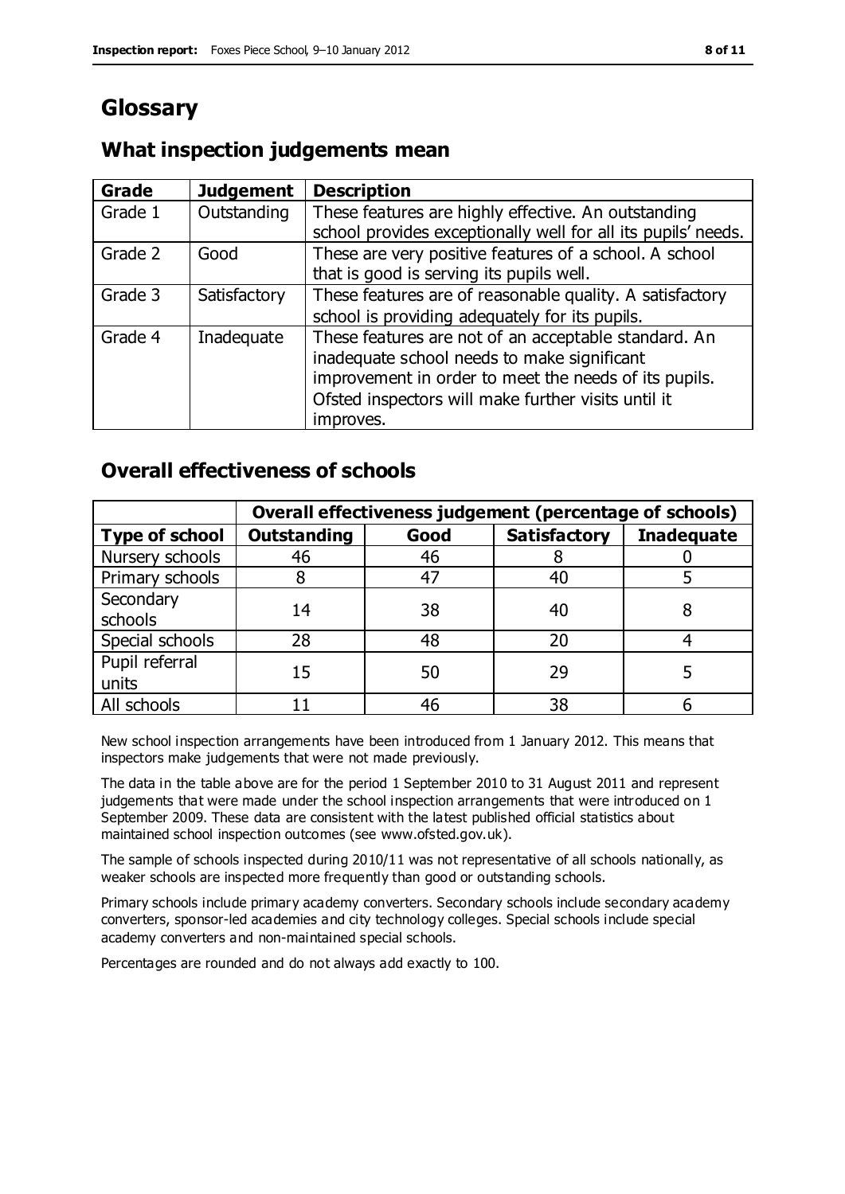# Glossary

## What inspection judgements mean

| Grade | Judgement | Description |
|---|---|---|
| Grade 1 | Outstanding | These features are highly effective. An outstanding school provides exceptionally well for all its pupils' needs. |
| Grade 2 | Good | These are very positive features of a school. A school that is good is serving its pupils well. |
| Grade 3 | Satisfactory | These features are of reasonable quality. A satisfactory school is providing adequately for its pupils. |
| Grade 4 | Inadequate | These features are not of an acceptable standard. An inadequate school needs to make significant improvement in order to meet the needs of its pupils. Ofsted inspectors will make further visits until it improves. |

## Overall effectiveness of schools

| | Overall effectiveness judgement (percentage of schools) | | | |
|---|---|---|---|---|
| **Type of school** | **Outstanding** | **Good** | **Satisfactory** | **Inadequate** |
| Nursery schools | 46 | 46 | 8 | 0 |
| Primary schools | 8 | 47 | 40 | 5 |
| Secondary schools | 14 | 38 | 40 | 8 |
| Special schools | 28 | 48 | 20 | 4 |
| Pupil referral units | 15 | 50 | 29 | 5 |
| All schools | 11 | 46 | 38 | 6 |

New school inspection arrangements have been introduced from 1 January 2012. This means that inspectors make judgements that were not made previously.

The data in the table above are for the period 1 September 2010 to 31 August 2011 and represent judgements that were made under the school inspection arrangements that were introduced on 1 September 2009. These data are consistent with the latest published official statistics about maintained school inspection outcomes (see www.ofsted.gov.uk).

The sample of schools inspected during 2010/11 was not representative of all schools nationally, as weaker schools are inspected more frequently than good or outstanding schools.

Primary schools include primary academy converters. Secondary schools include secondary academy converters, sponsor-led academies and city technology colleges. Special schools include special academy converters and non-maintained special schools.

Percentages are rounded and do not always add exactly to 100.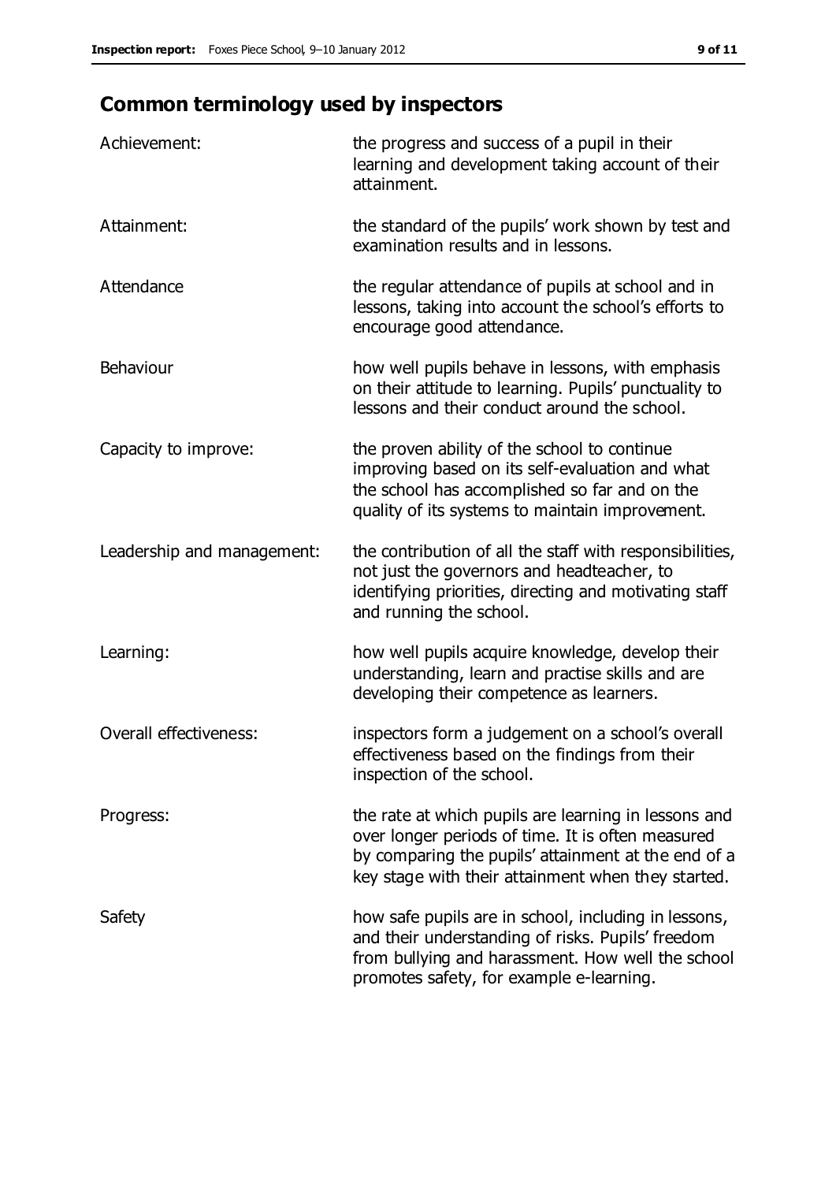## Common terminology used by inspectors

| | |
|---|---|
| Achievement: | the progress and success of a pupil in their learning and development taking account of their attainment. |
| Attainment: | the standard of the pupils' work shown by test and examination results and in lessons. |
| Attendance | the regular attendance of pupils at school and in lessons, taking into account the school's efforts to encourage good attendance. |
| Behaviour | how well pupils behave in lessons, with emphasis on their attitude to learning. Pupils' punctuality to lessons and their conduct around the school. |
| Capacity to improve: | the proven ability of the school to continue improving based on its self-evaluation and what the school has accomplished so far and on the quality of its systems to maintain improvement. |
| Leadership and management: | the contribution of all the staff with responsibilities, not just the governors and headteacher, to identifying priorities, directing and motivating staff and running the school. |
| Learning: | how well pupils acquire knowledge, develop their understanding, learn and practise skills and are developing their competence as learners. |
| Overall effectiveness: | inspectors form a judgement on a school's overall effectiveness based on the findings from their inspection of the school. |
| Progress: | the rate at which pupils are learning in lessons and over longer periods of time. It is often measured by comparing the pupils' attainment at the end of a key stage with their attainment when they started. |
| Safety | how safe pupils are in school, including in lessons, and their understanding of risks. Pupils' freedom from bullying and harassment. How well the school promotes safety, for example e-learning. |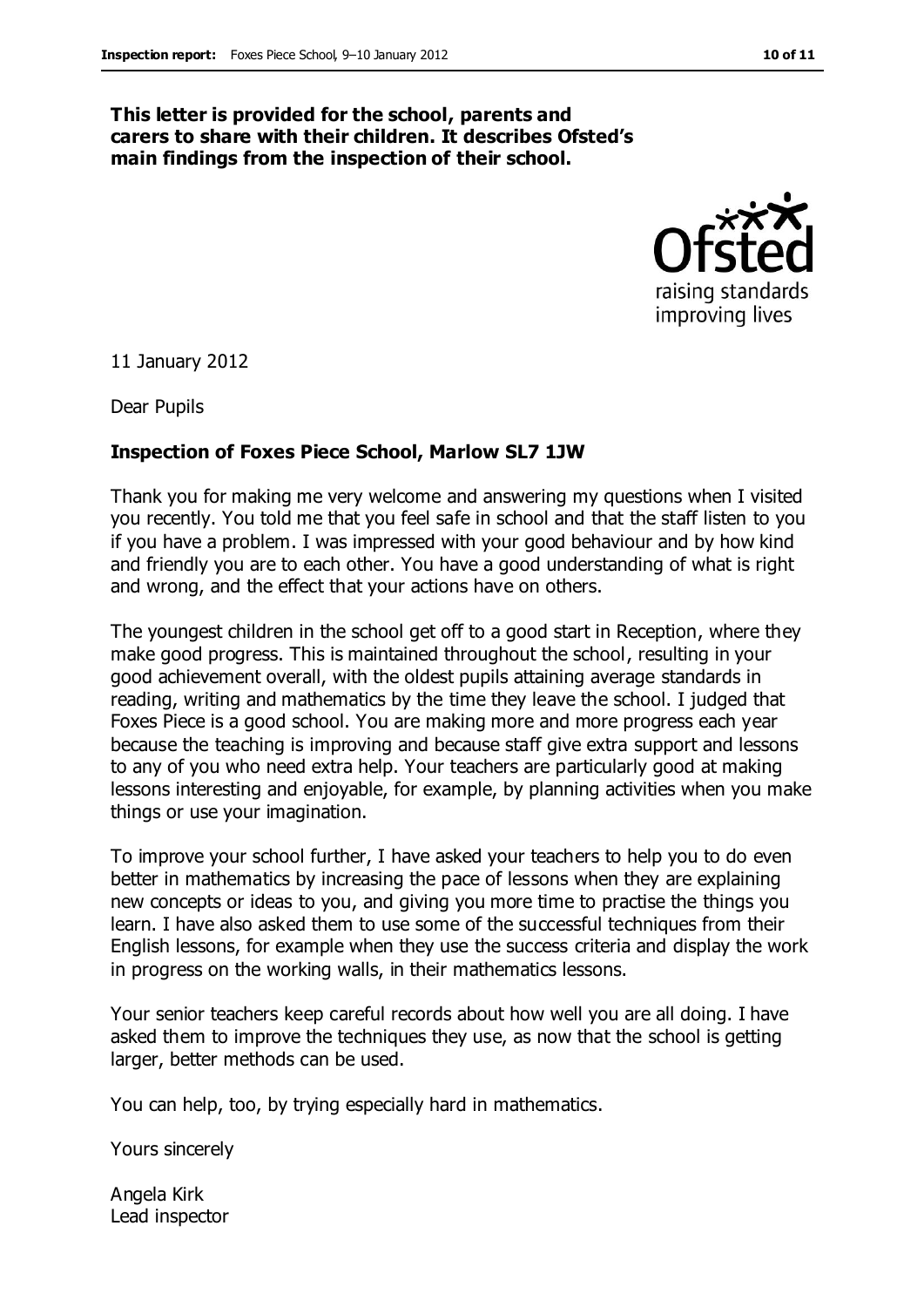**This letter is provided for the school, parents and carers to share with their children. It describes Ofsted's main findings from the inspection of their school.**

11 January 2012

Dear Pupils

**Inspection of Foxes Piece School, Marlow SL7 1JW**

Thank you for making me very welcome and answering my questions when I visited you recently. You told me that you feel safe in school and that the staff listen to you if you have a problem. I was impressed with your good behaviour and by how kind and friendly you are to each other. You have a good understanding of what is right and wrong, and the effect that your actions have on others.

The youngest children in the school get off to a good start in Reception, where they make good progress. This is maintained throughout the school, resulting in your good achievement overall, with the oldest pupils attaining average standards in reading, writing and mathematics by the time they leave the school. I judged that Foxes Piece is a good school. You are making more and more progress each year because the teaching is improving and because staff give extra support and lessons to any of you who need extra help. Your teachers are particularly good at making lessons interesting and enjoyable, for example, by planning activities when you make things or use your imagination.

To improve your school further, I have asked your teachers to help you to do even better in mathematics by increasing the pace of lessons when they are explaining new concepts or ideas to you, and giving you more time to practise the things you learn. I have also asked them to use some of the successful techniques from their English lessons, for example when they use the success criteria and display the work in progress on the working walls, in their mathematics lessons.

Your senior teachers keep careful records about how well you are all doing. I have asked them to improve the techniques they use, as now that the school is getting larger, better methods can be used.

You can help, too, by trying especially hard in mathematics.

Yours sincerely

Angela Kirk
Lead inspector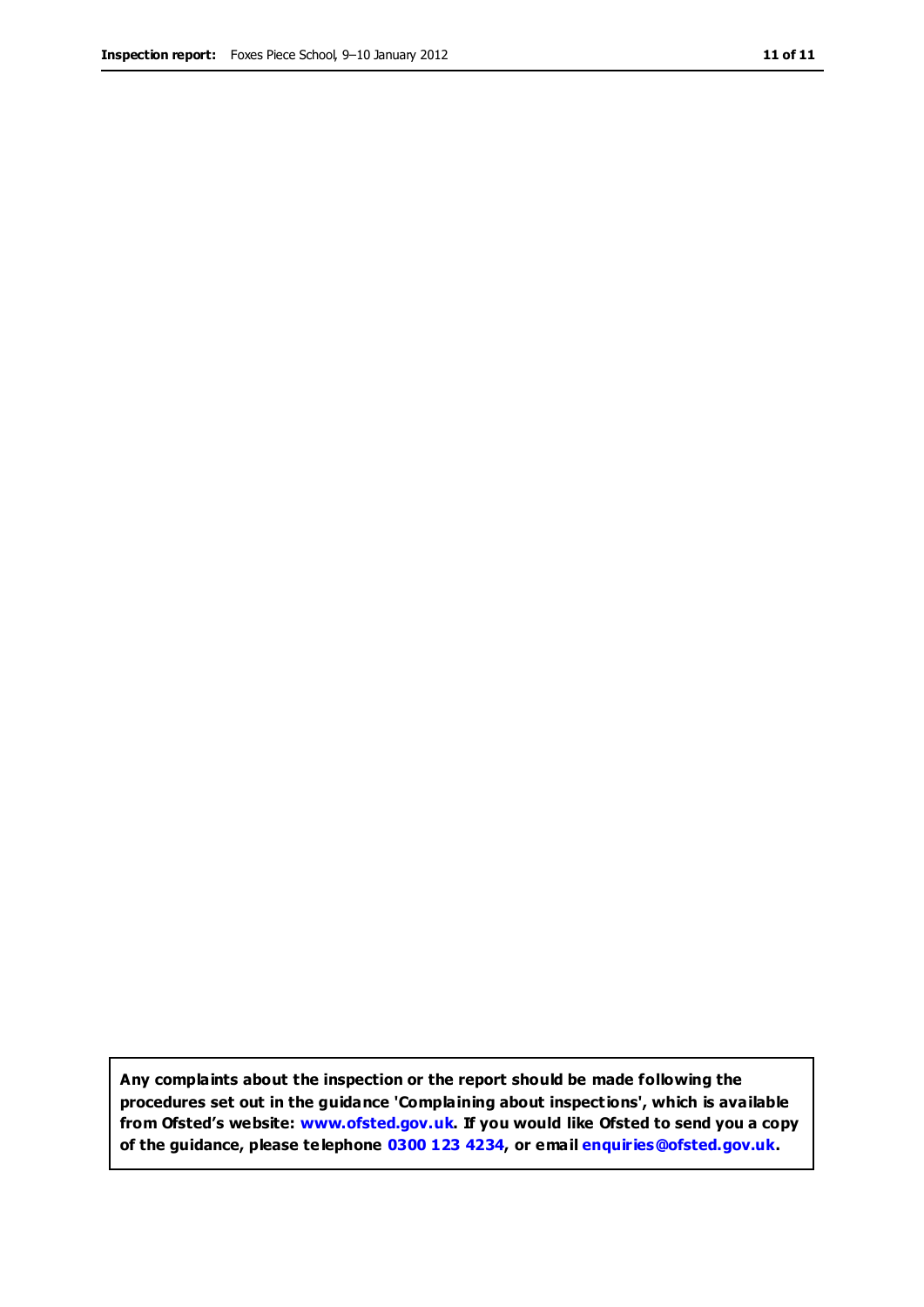**Any complaints about the inspection or the report should be made following the procedures set out in the guidance 'Complaining about inspections', which is available from Ofsted's website: www.ofsted.gov.uk. If you would like Ofsted to send you a copy of the guidance, please telephone 0300 123 4234, or email enquiries@ofsted.gov.uk.**